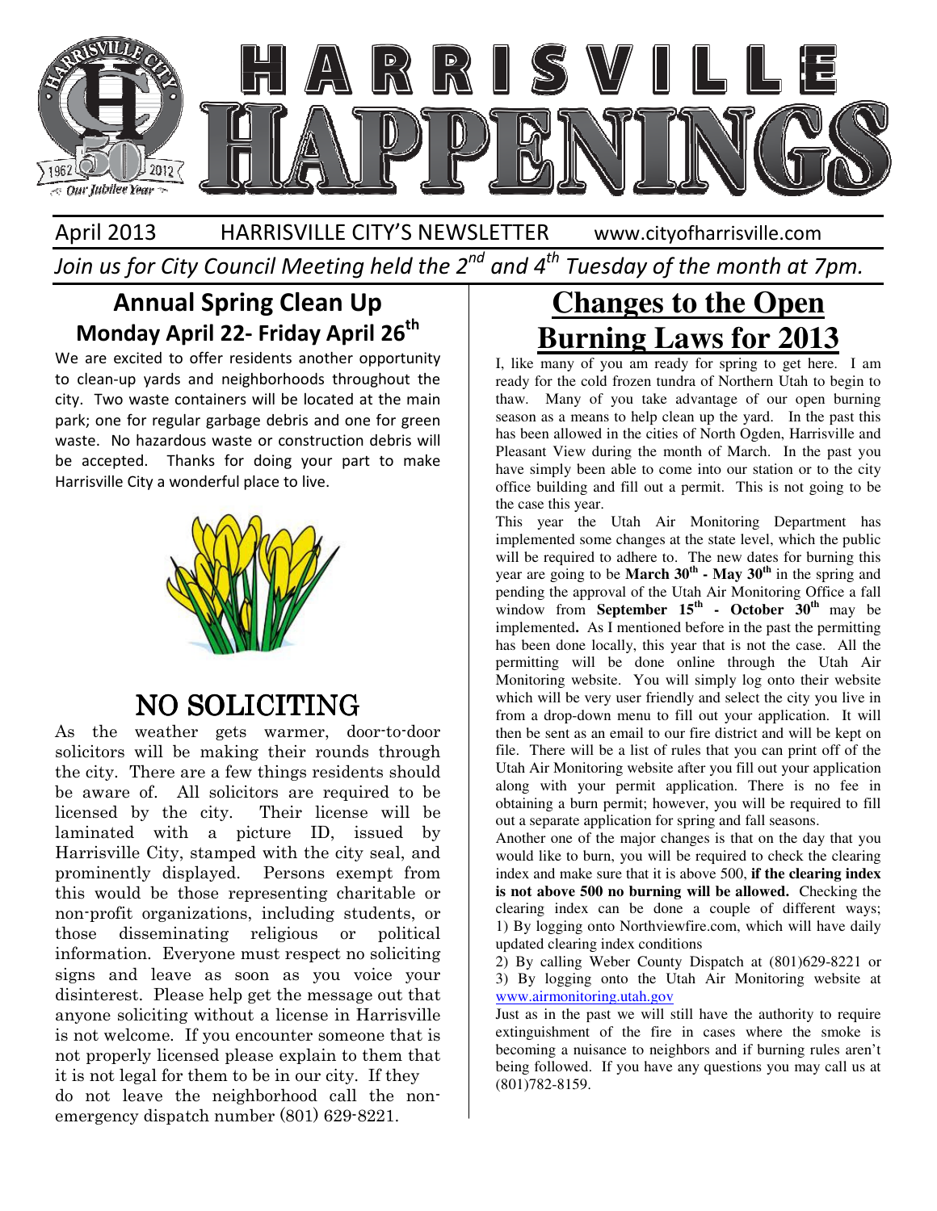# HARRISVILLE HAPPENINGS

April 2013 HARRISVILLE CITY'S NEWSLETTER www.cityofharrisville.com

*Join us for City Council Meeting held the 2nd and 4th Tuesday of the month at 7pm.*

## Annual Spring Clean Up

### Monday April 22- Friday April 26th

We are excited to offer residents another opportunity to clean-up yards and neighborhoods throughout the city. Two waste containers will be located at the main park; one for regular garbage debris and one for green waste. No hazardous waste or construction debris will be accepted. Thanks for doing your part to make Harrisville City a wonderful place to live.

## NO SOLICITING

As the weather gets warmer, door-to-door solicitors will be making their rounds through the city. There are a few things residents should be aware of. All solicitors are required to be licensed by the city. Their license will be laminated with a picture ID, issued by Harrisville City, stamped with the city seal, and prominently displayed. Persons exempt from this would be those representing charitable or non-profit organizations, including students, or those disseminating religious or political information. Everyone must respect no soliciting signs and leave as soon as you voice your disinterest. Please help get the message out that anyone soliciting without a license in Harrisville is not welcome. If you encounter someone that is not properly licensed please explain to them that it is not legal for them to be in our city. If they do not leave the neighborhood call the non-emergency dispatch number (801) 629-8221.

## Changes to the Open Burning Laws for 2013

I, like many of you am ready for spring to get here. I am ready for the cold frozen tundra of Northern Utah to begin to thaw. Many of you take advantage of our open burning season as a means to help clean up the yard. In the past this has been allowed in the cities of North Ogden, Harrisville and Pleasant View during the month of March. In the past you have simply been able to come into our station or to the city office building and fill out a permit. This is not going to be the case this year.

This year the Utah Air Monitoring Department has implemented some changes at the state level, which the public will be required to adhere to. The new dates for burning this year are going to be **March 30th - May 30th** in the spring and pending the approval of the Utah Air Monitoring Office a fall window from **September 15th - October 30th** may be implemented**.** As I mentioned before in the past the permitting has been done locally, this year that is not the case. All the permitting will be done online through the Utah Air Monitoring website. You will simply log onto their website which will be very user friendly and select the city you live in from a drop-down menu to fill out your application. It will then be sent as an email to our fire district and will be kept on file. There will be a list of rules that you can print off of the Utah Air Monitoring website after you fill out your application along with your permit application. There is no fee in obtaining a burn permit; however, you will be required to fill out a separate application for spring and fall seasons.

Another one of the major changes is that on the day that you would like to burn, you will be required to check the clearing index and make sure that it is above 500, **if the clearing index is not above 500 no burning will be allowed.** Checking the clearing index can be done a couple of different ways;

1) By logging onto Northviewfire.com, which will have daily updated clearing index conditions
2) By calling Weber County Dispatch at (801)629-8221 or
3) By logging onto the Utah Air Monitoring website at www.airmonitoring.utah.gov

Just as in the past we will still have the authority to require extinguishment of the fire in cases where the smoke is becoming a nuisance to neighbors and if burning rules aren't being followed. If you have any questions you may call us at (801)782-8159.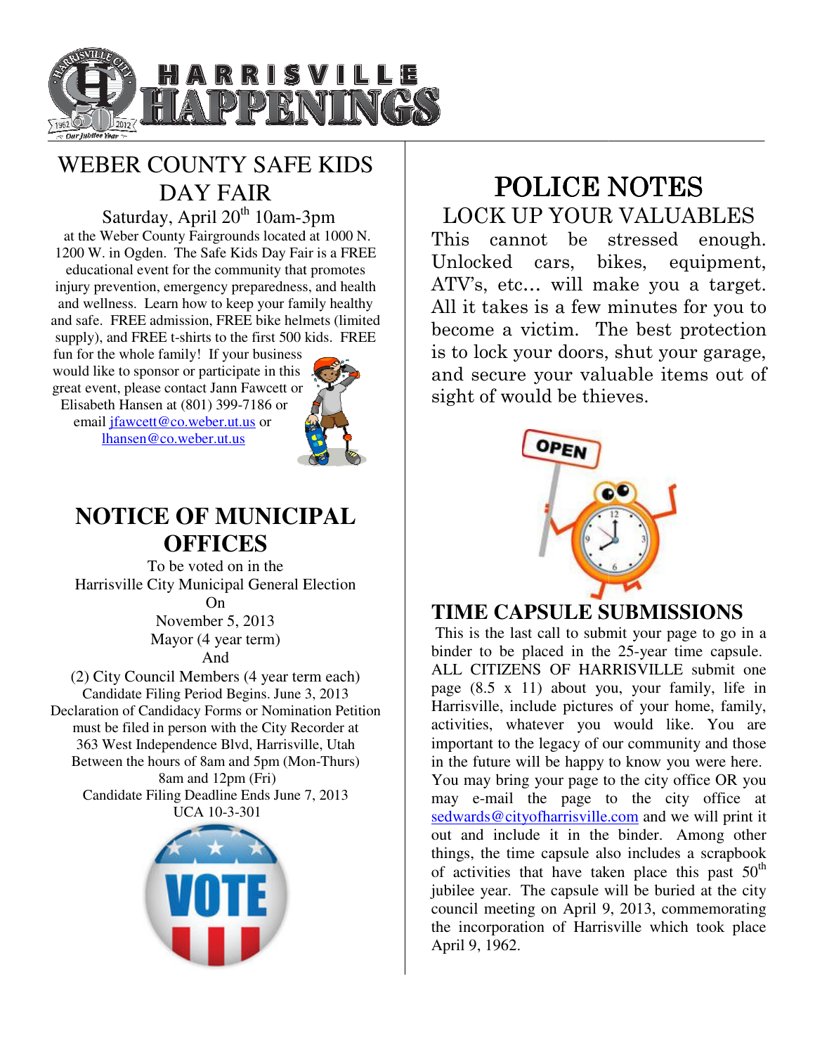# HARRISVILLE HAPPENINGS

## WEBER COUNTY SAFE KIDS DAY FAIR

Saturday, April 20th 10am-3pm

at the Weber County Fairgrounds located at 1000 N. 1200 W. in Ogden. The Safe Kids Day Fair is a FREE educational event for the community that promotes injury prevention, emergency preparedness, and health and wellness. Learn how to keep your family healthy and safe. FREE admission, FREE bike helmets (limited supply), and FREE t-shirts to the first 500 kids. FREE fun for the whole family! If your business would like to sponsor or participate in this great event, please contact Jann Fawcett or Elisabeth Hansen at (801) 399-7186 or email jfawcett@co.weber.ut.us or lhansen@co.weber.ut.us

## NOTICE OF MUNICIPAL OFFICES

To be voted on in the
Harrisville City Municipal General Election
On
November 5, 2013
Mayor (4 year term)
And
(2) City Council Members (4 year term each)
Candidate Filing Period Begins. June 3, 2013
Declaration of Candidacy Forms or Nomination Petition must be filed in person with the City Recorder at
363 West Independence Blvd, Harrisville, Utah
Between the hours of 8am and 5pm (Mon-Thurs)
8am and 12pm (Fri)
Candidate Filing Deadline Ends June 7, 2013
UCA 10-3-301

## POLICE NOTES

### LOCK UP YOUR VALUABLES

This cannot be stressed enough. Unlocked cars, bikes, equipment, ATV's, etc… will make you a target. All it takes is a few minutes for you to become a victim. The best protection is to lock your doors, shut your garage, and secure your valuable items out of sight of would be thieves.

## TIME CAPSULE SUBMISSIONS

This is the last call to submit your page to go in a binder to be placed in the 25-year time capsule. ALL CITIZENS OF HARRISVILLE submit one page (8.5 x 11) about you, your family, life in Harrisville, include pictures of your home, family, activities, whatever you would like. You are important to the legacy of our community and those in the future will be happy to know you were here. You may bring your page to the city office OR you may e-mail the page to the city office at sedwards@cityofharrisville.com and we will print it out and include it in the binder. Among other things, the time capsule also includes a scrapbook of activities that have taken place this past 50th jubilee year. The capsule will be buried at the city council meeting on April 9, 2013, commemorating the incorporation of Harrisville which took place April 9, 1962.